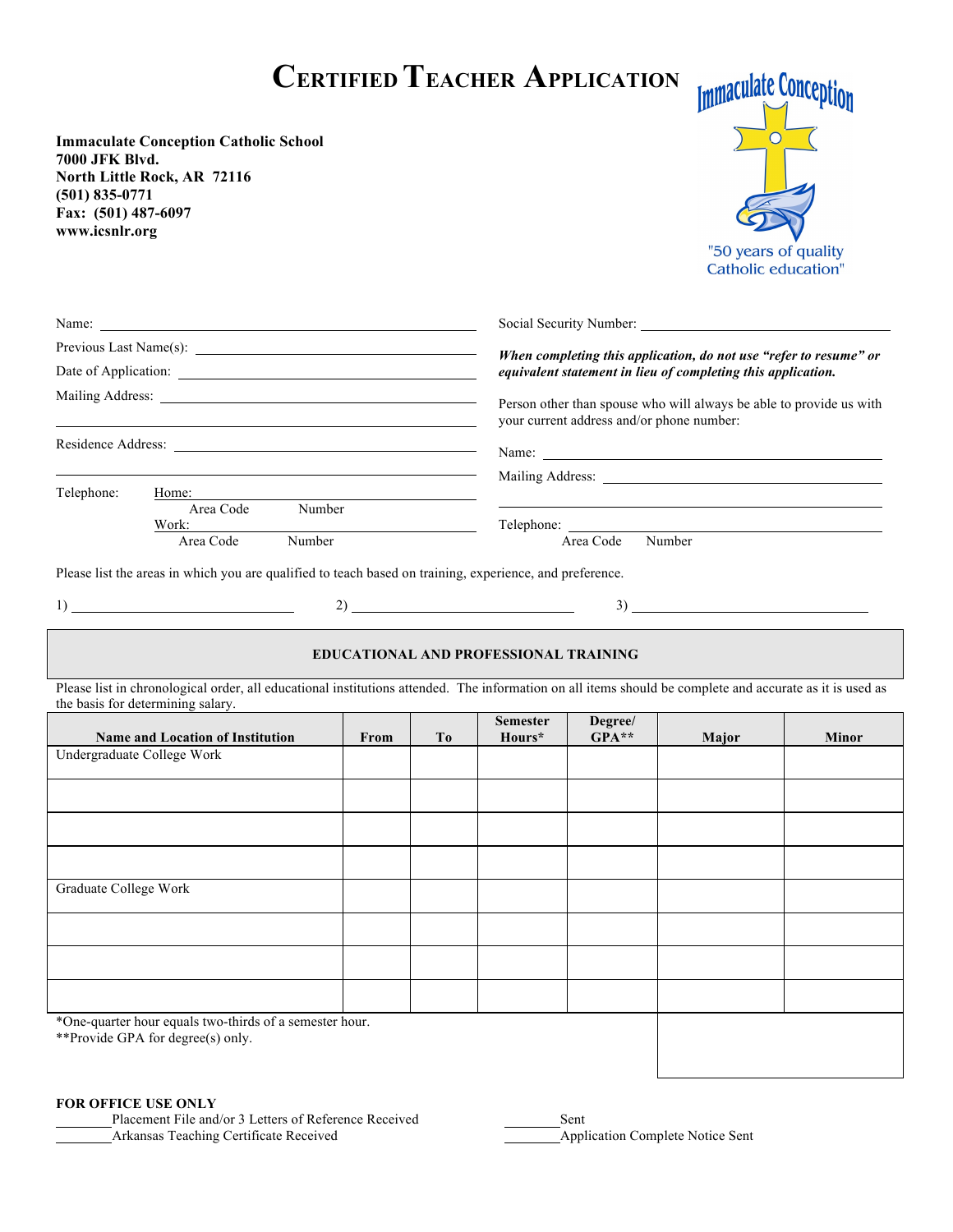# Certified Teacher Application

**Immaculate Conception Catholic School**
**7000 JFK Blvd.**
**North Little Rock, AR 72116**
**(501) 835-0771**
**Fax: (501) 487-6097**
**www.icsnlr.org**

Immaculate Conception
"50 years of quality Catholic education"

Name: ____________________

Previous Last Name(s): ____________________

Date of Application: ____________________

Mailing Address: ____________________

____________________

Residence Address: ____________________

____________________

Telephone: Home: ____________________
Area Code Number

Work: ____________________
Area Code Number

Social Security Number: ____________________

***When completing this application, do not use "refer to resume" or equivalent statement in lieu of completing this application.***

Person other than spouse who will always be able to provide us with your current address and/or phone number:

Name: ____________________

Mailing Address: ____________________

____________________

Telephone: ____________________
Area Code Number

Please list the areas in which you are qualified to teach based on training, experience, and preference.

1) ____________________ 2) ____________________ 3) ____________________

## EDUCATIONAL AND PROFESSIONAL TRAINING

Please list in chronological order, all educational institutions attended. The information on all items should be complete and accurate as it is used as the basis for determining salary.

| Name and Location of Institution | From | To | Semester Hours* | Degree/ GPA** | Major | Minor |
|---|---|---|---|---|---|---|
| Undergraduate College Work | | | | | | |
| | | | | | | |
| | | | | | | |
| | | | | | | |
| Graduate College Work | | | | | | |
| | | | | | | |
| | | | | | | |
| | | | | | | |

*One-quarter hour equals two-thirds of a semester hour.
**Provide GPA for degree(s) only.

**FOR OFFICE USE ONLY**

________ Placement File and/or 3 Letters of Reference Received

________ Arkansas Teaching Certificate Received

________ Sent

________ Application Complete Notice Sent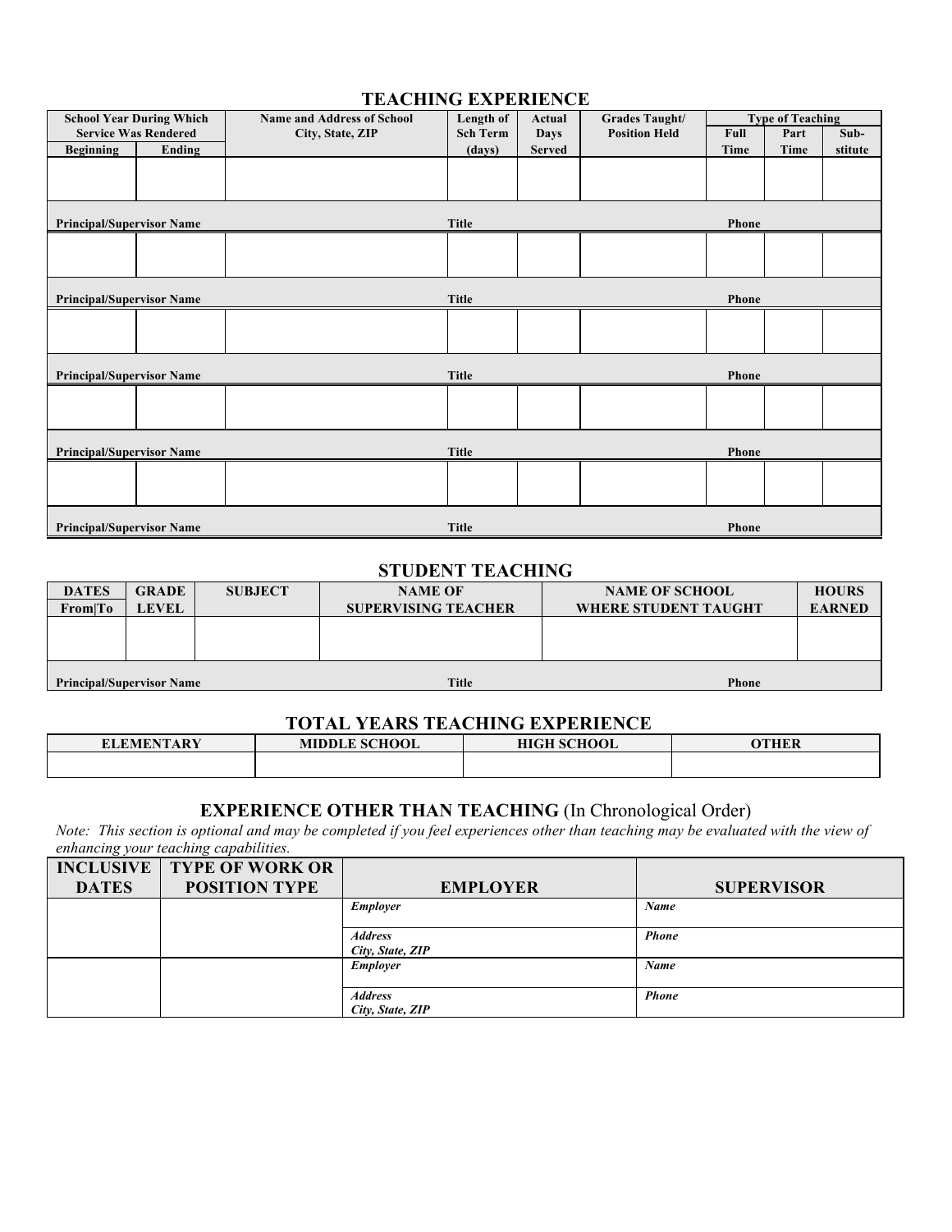## TEACHING EXPERIENCE

| School Year During Which Service Was Rendered | | Name and Address of School City, State, ZIP | Length of Sch Term (days) | Actual Days Served | Grades Taught/ Position Held | Type of Teaching | | |
|---|---|---|---|---|---|---|---|---|
| Beginning | Ending | | | | | Full Time | Part Time | Sub-stitute |
| | | | | | | | | |
| Principal/Supervisor Name | | | Title | | | Phone | | |
| | | | | | | | | |
| Principal/Supervisor Name | | | Title | | | Phone | | |
| | | | | | | | | |
| Principal/Supervisor Name | | | Title | | | Phone | | |
| | | | | | | | | |
| Principal/Supervisor Name | | | Title | | | Phone | | |
| | | | | | | | | |
| Principal/Supervisor Name | | | Title | | | Phone | | |

## STUDENT TEACHING

| DATES From\|To | GRADE LEVEL | SUBJECT | NAME OF SUPERVISING TEACHER | NAME OF SCHOOL WHERE STUDENT TAUGHT | HOURS EARNED |
|---|---|---|---|---|---|
| | | | | | |
| Principal/Supervisor Name | | | Title | Phone | |

## TOTAL YEARS TEACHING EXPERIENCE

| ELEMENTARY | MIDDLE SCHOOL | HIGH SCHOOL | OTHER |
|---|---|---|---|
| | | | |

## EXPERIENCE OTHER THAN TEACHING (In Chronological Order)

*Note: This section is optional and may be completed if you feel experiences other than teaching may be evaluated with the view of enhancing your teaching capabilities.*

| INCLUSIVE DATES | TYPE OF WORK OR POSITION TYPE | EMPLOYER | SUPERVISOR |
|---|---|---|---|
| | | ***Employer*** | ***Name*** |
| | | ***Address City, State, ZIP*** | ***Phone*** |
| | | ***Employer*** | ***Name*** |
| | | ***Address City, State, ZIP*** | ***Phone*** |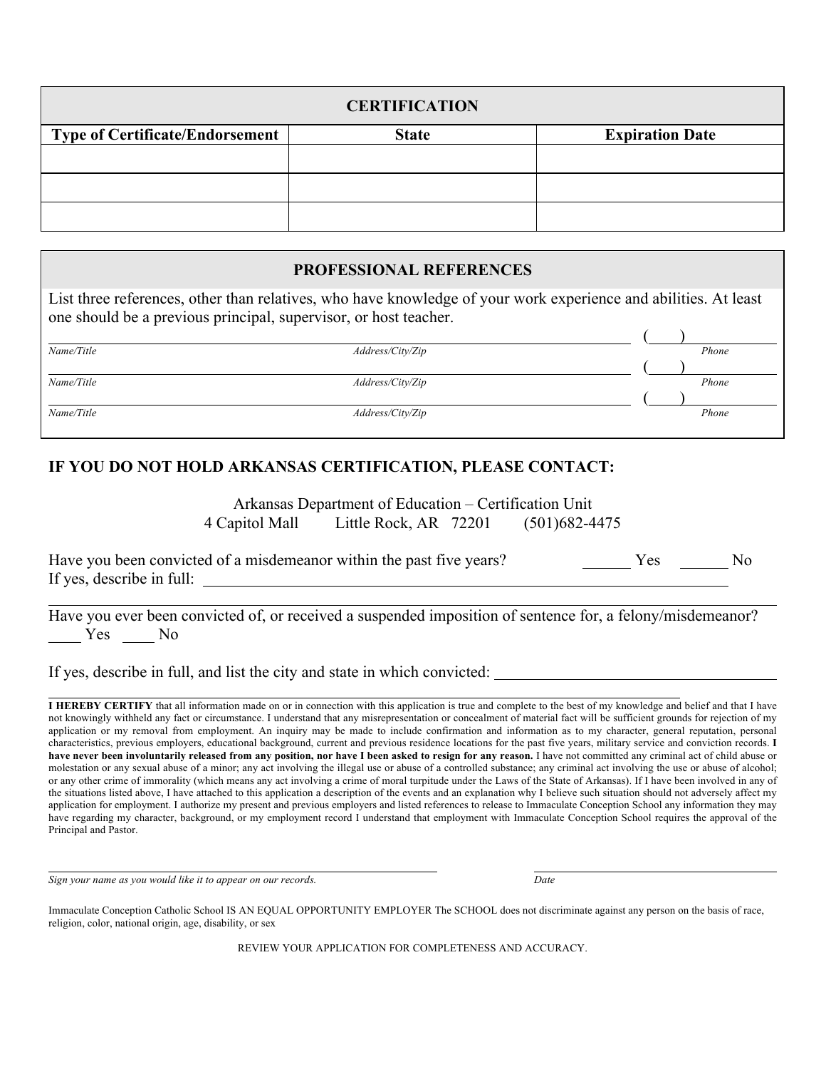| CERTIFICATION | | |
|---|---|---|
| **Type of Certificate/Endorsement** | **State** | **Expiration Date** |
| | | |
| | | |
| | | |

## PROFESSIONAL REFERENCES

List three references, other than relatives, who have knowledge of your work experience and abilities. At least one should be a previous principal, supervisor, or host teacher.

| *Name/Title* | *Address/City/Zip* | ( ) *Phone* |
|---|---|---|
| | | |
| | | |
| | | |

## IF YOU DO NOT HOLD ARKANSAS CERTIFICATION, PLEASE CONTACT:

Arkansas Department of Education – Certification Unit
4 Capitol Mall Little Rock, AR 72201 (501)682-4475

Have you been convicted of a misdemeanor within the past five years? ______ Yes ______ No
If yes, describe in full: ______________________________

Have you ever been convicted of, or received a suspended imposition of sentence for, a felony/misdemeanor?
____ Yes ____ No

If yes, describe in full, and list the city and state in which convicted: ______________________________

**I HEREBY CERTIFY** that all information made on or in connection with this application is true and complete to the best of my knowledge and belief and that I have not knowingly withheld any fact or circumstance. I understand that any misrepresentation or concealment of material fact will be sufficient grounds for rejection of my application or my removal from employment. An inquiry may be made to include confirmation and information as to my character, general reputation, personal characteristics, previous employers, educational background, current and previous residence locations for the past five years, military service and conviction records. **I have never been involuntarily released from any position, nor have I been asked to resign for any reason.** I have not committed any criminal act of child abuse or molestation or any sexual abuse of a minor; any act involving the illegal use or abuse of a controlled substance; any criminal act involving the use or abuse of alcohol; or any other crime of immorality (which means any act involving a crime of moral turpitude under the Laws of the State of Arkansas). If I have been involved in any of the situations listed above, I have attached to this application a description of the events and an explanation why I believe such situation should not adversely affect my application for employment. I authorize my present and previous employers and listed references to release to Immaculate Conception School any information they may have regarding my character, background, or my employment record I understand that employment with Immaculate Conception School requires the approval of the Principal and Pastor.

______________________________ ______________________________
*Sign your name as you would like it to appear on our records.* *Date*

Immaculate Conception Catholic School IS AN EQUAL OPPORTUNITY EMPLOYER The SCHOOL does not discriminate against any person on the basis of race, religion, color, national origin, age, disability, or sex

REVIEW YOUR APPLICATION FOR COMPLETENESS AND ACCURACY.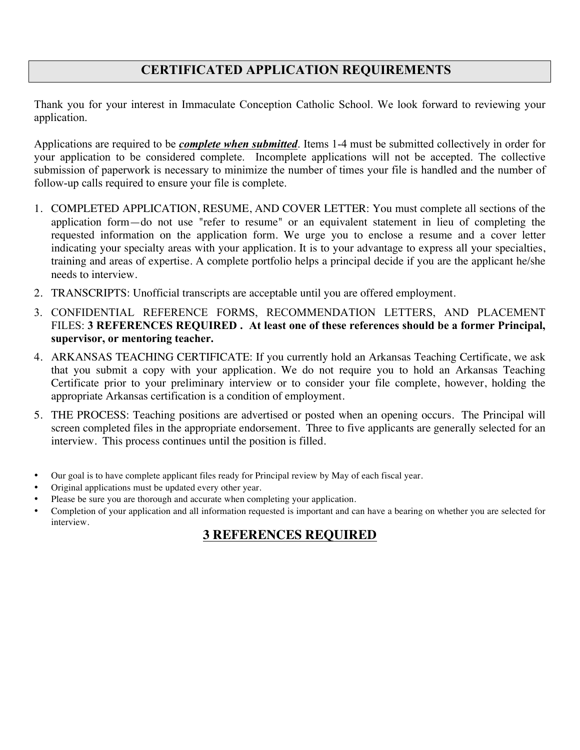# CERTIFICATED APPLICATION REQUIREMENTS

Thank you for your interest in Immaculate Conception Catholic School. We look forward to reviewing your application.

Applications are required to be ***complete when submitted***. Items 1-4 must be submitted collectively in order for your application to be considered complete. Incomplete applications will not be accepted. The collective submission of paperwork is necessary to minimize the number of times your file is handled and the number of follow-up calls required to ensure your file is complete.

1. COMPLETED APPLICATION, RESUME, AND COVER LETTER: You must complete all sections of the application form—do not use "refer to resume" or an equivalent statement in lieu of completing the requested information on the application form. We urge you to enclose a resume and a cover letter indicating your specialty areas with your application. It is to your advantage to express all your specialties, training and areas of expertise. A complete portfolio helps a principal decide if you are the applicant he/she needs to interview.
2. TRANSCRIPTS: Unofficial transcripts are acceptable until you are offered employment.
3. CONFIDENTIAL REFERENCE FORMS, RECOMMENDATION LETTERS, AND PLACEMENT FILES: **3 REFERENCES REQUIRED . At least one of these references should be a former Principal, supervisor, or mentoring teacher.**
4. ARKANSAS TEACHING CERTIFICATE: If you currently hold an Arkansas Teaching Certificate, we ask that you submit a copy with your application. We do not require you to hold an Arkansas Teaching Certificate prior to your preliminary interview or to consider your file complete, however, holding the appropriate Arkansas certification is a condition of employment.
5. THE PROCESS: Teaching positions are advertised or posted when an opening occurs. The Principal will screen completed files in the appropriate endorsement. Three to five applicants are generally selected for an interview. This process continues until the position is filled.

- Our goal is to have complete applicant files ready for Principal review by May of each fiscal year.
- Original applications must be updated every other year.
- Please be sure you are thorough and accurate when completing your application.
- Completion of your application and all information requested is important and can have a bearing on whether you are selected for interview.

**3 REFERENCES REQUIRED**